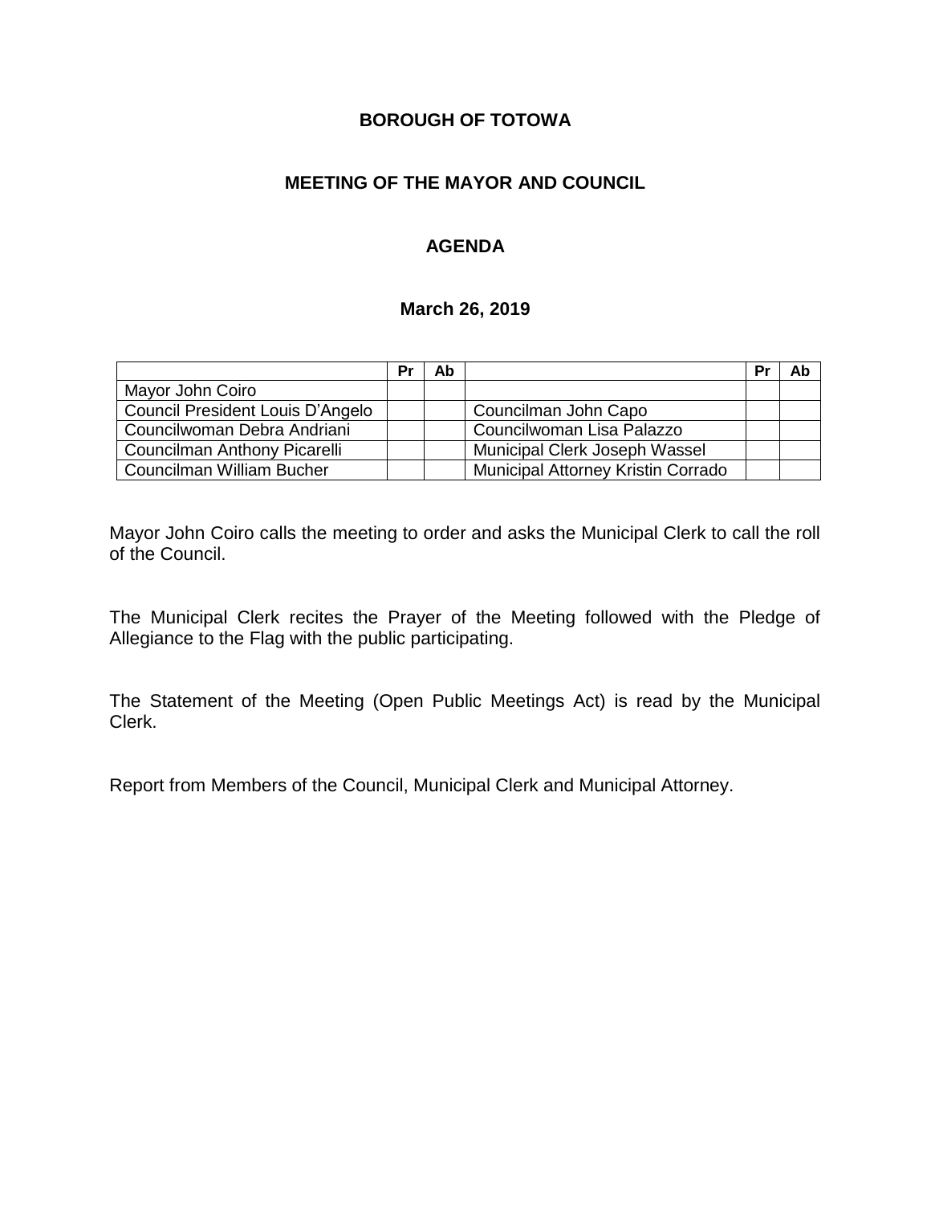# BOROUGH OF TOTOWA

## MEETING OF THE MAYOR AND COUNCIL

## AGENDA

### March 26, 2019

| | Pr | Ab | | Pr | Ab |
|---|---|---|---|---|---|
| Mayor John Coiro | | | | | |
| Council President Louis D'Angelo | | | Councilman John Capo | | |
| Councilwoman Debra Andriani | | | Councilwoman Lisa Palazzo | | |
| Councilman Anthony Picarelli | | | Municipal Clerk Joseph Wassel | | |
| Councilman William Bucher | | | Municipal Attorney Kristin Corrado | | |

Mayor John Coiro calls the meeting to order and asks the Municipal Clerk to call the roll of the Council.

The Municipal Clerk recites the Prayer of the Meeting followed with the Pledge of Allegiance to the Flag with the public participating.

The Statement of the Meeting (Open Public Meetings Act) is read by the Municipal Clerk.

Report from Members of the Council, Municipal Clerk and Municipal Attorney.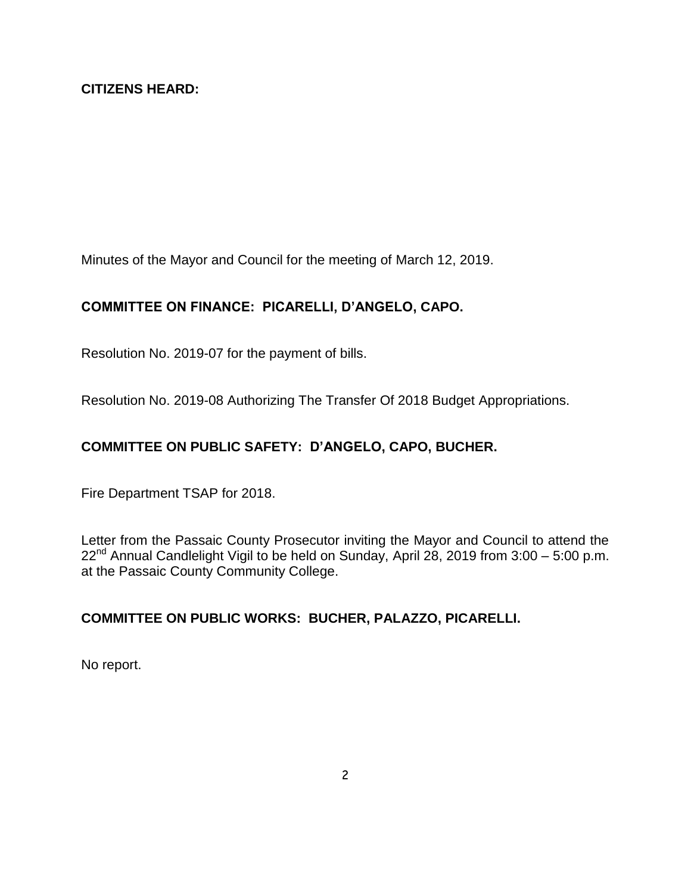**CITIZENS HEARD:**

Minutes of the Mayor and Council for the meeting of March 12, 2019.

**COMMITTEE ON FINANCE: PICARELLI, D'ANGELO, CAPO.**

Resolution No. 2019-07 for the payment of bills.

Resolution No. 2019-08 Authorizing The Transfer Of 2018 Budget Appropriations.

**COMMITTEE ON PUBLIC SAFETY: D'ANGELO, CAPO, BUCHER.**

Fire Department TSAP for 2018.

Letter from the Passaic County Prosecutor inviting the Mayor and Council to attend the 22nd Annual Candlelight Vigil to be held on Sunday, April 28, 2019 from 3:00 – 5:00 p.m. at the Passaic County Community College.

**COMMITTEE ON PUBLIC WORKS: BUCHER, PALAZZO, PICARELLI.**

No report.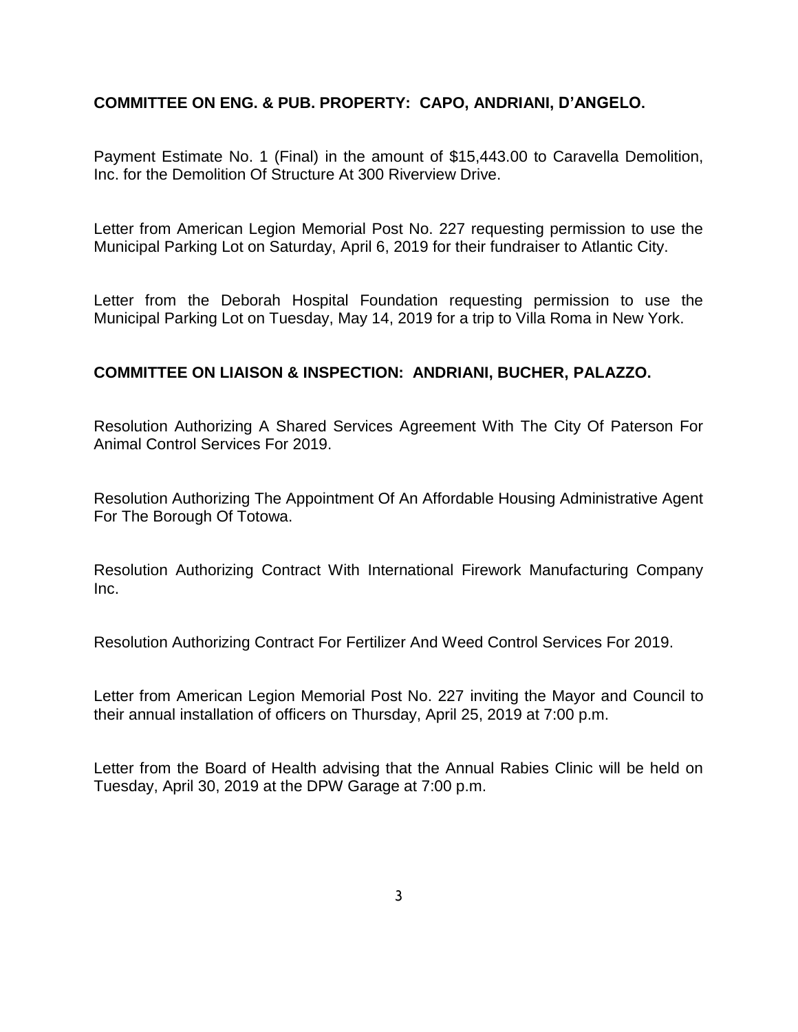**COMMITTEE ON ENG. & PUB. PROPERTY: CAPO, ANDRIANI, D'ANGELO.**

Payment Estimate No. 1 (Final) in the amount of $15,443.00 to Caravella Demolition, Inc. for the Demolition Of Structure At 300 Riverview Drive.

Letter from American Legion Memorial Post No. 227 requesting permission to use the Municipal Parking Lot on Saturday, April 6, 2019 for their fundraiser to Atlantic City.

Letter from the Deborah Hospital Foundation requesting permission to use the Municipal Parking Lot on Tuesday, May 14, 2019 for a trip to Villa Roma in New York.

**COMMITTEE ON LIAISON & INSPECTION: ANDRIANI, BUCHER, PALAZZO.**

Resolution Authorizing A Shared Services Agreement With The City Of Paterson For Animal Control Services For 2019.

Resolution Authorizing The Appointment Of An Affordable Housing Administrative Agent For The Borough Of Totowa.

Resolution Authorizing Contract With International Firework Manufacturing Company Inc.

Resolution Authorizing Contract For Fertilizer And Weed Control Services For 2019.

Letter from American Legion Memorial Post No. 227 inviting the Mayor and Council to their annual installation of officers on Thursday, April 25, 2019 at 7:00 p.m.

Letter from the Board of Health advising that the Annual Rabies Clinic will be held on Tuesday, April 30, 2019 at the DPW Garage at 7:00 p.m.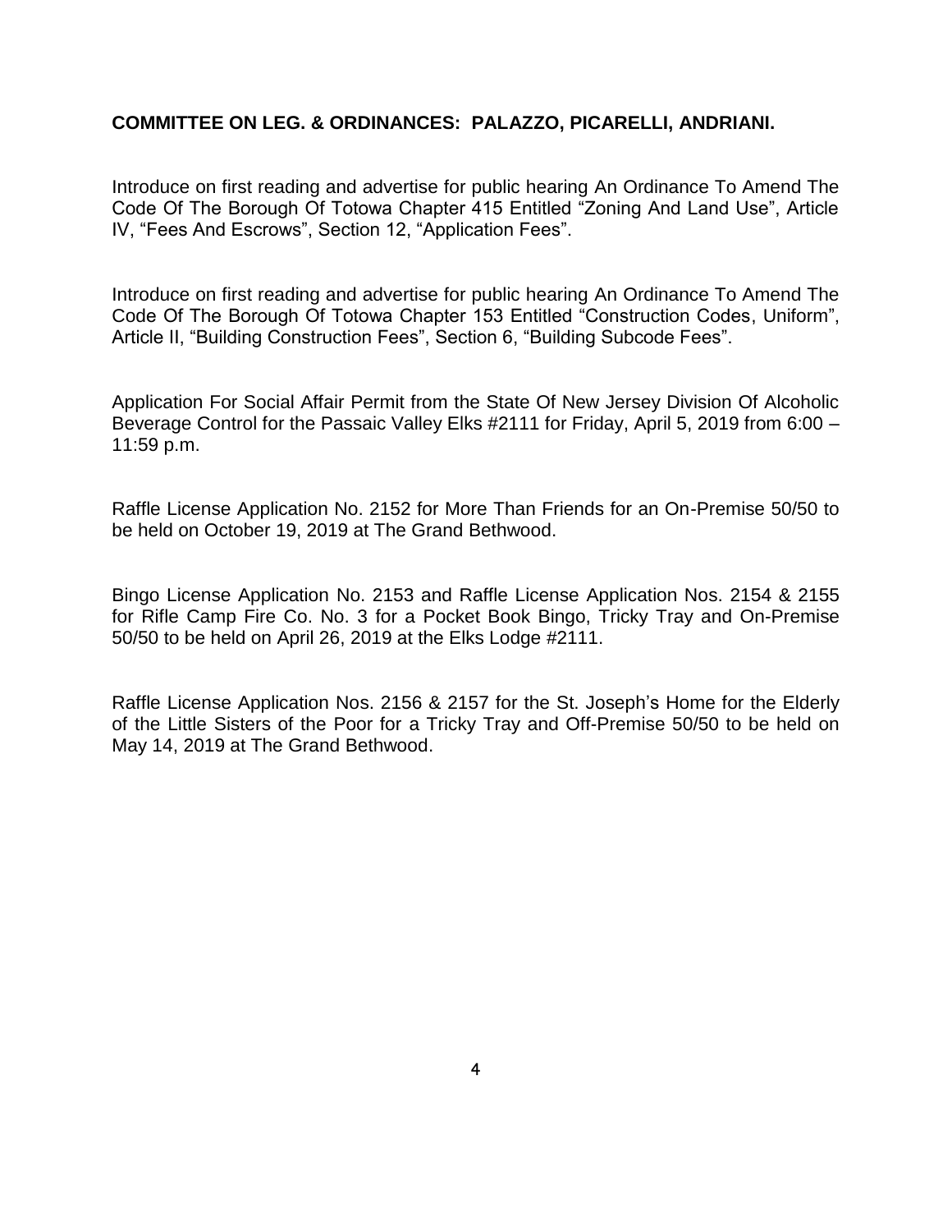**COMMITTEE ON LEG. & ORDINANCES: PALAZZO, PICARELLI, ANDRIANI.**

Introduce on first reading and advertise for public hearing An Ordinance To Amend The Code Of The Borough Of Totowa Chapter 415 Entitled "Zoning And Land Use", Article IV, "Fees And Escrows", Section 12, "Application Fees".

Introduce on first reading and advertise for public hearing An Ordinance To Amend The Code Of The Borough Of Totowa Chapter 153 Entitled "Construction Codes, Uniform", Article II, "Building Construction Fees", Section 6, "Building Subcode Fees".

Application For Social Affair Permit from the State Of New Jersey Division Of Alcoholic Beverage Control for the Passaic Valley Elks #2111 for Friday, April 5, 2019 from 6:00 – 11:59 p.m.

Raffle License Application No. 2152 for More Than Friends for an On-Premise 50/50 to be held on October 19, 2019 at The Grand Bethwood.

Bingo License Application No. 2153 and Raffle License Application Nos. 2154 & 2155 for Rifle Camp Fire Co. No. 3 for a Pocket Book Bingo, Tricky Tray and On-Premise 50/50 to be held on April 26, 2019 at the Elks Lodge #2111.

Raffle License Application Nos. 2156 & 2157 for the St. Joseph's Home for the Elderly of the Little Sisters of the Poor for a Tricky Tray and Off-Premise 50/50 to be held on May 14, 2019 at The Grand Bethwood.